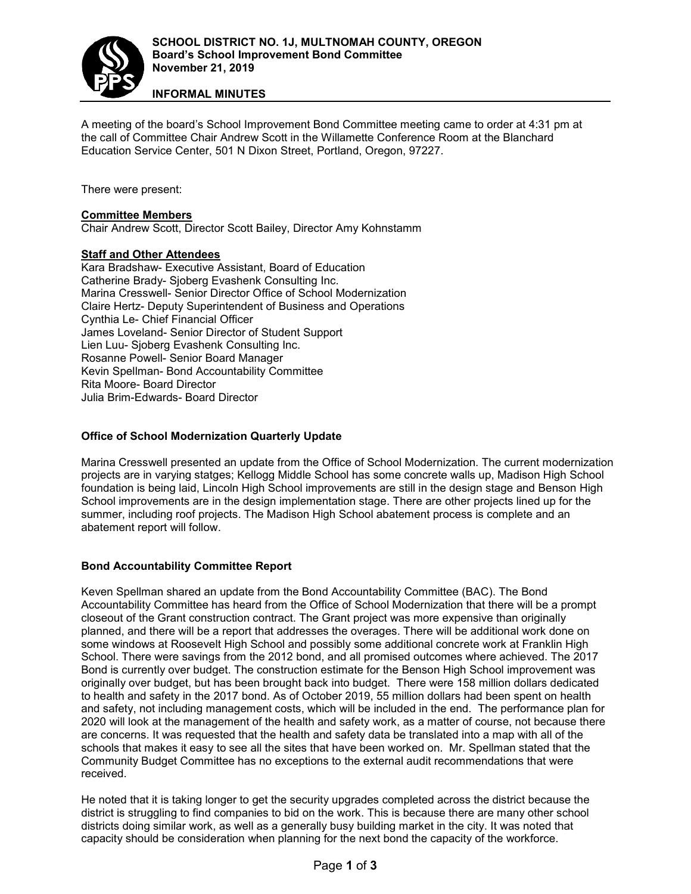**SCHOOL DISTRICT NO. 1J, MULTNOMAH COUNTY, OREGON**
**Board's School Improvement Bond Committee**
**November 21, 2019**

**INFORMAL MINUTES**

A meeting of the board's School Improvement Bond Committee meeting came to order at 4:31 pm at the call of Committee Chair Andrew Scott in the Willamette Conference Room at the Blanchard Education Service Center, 501 N Dixon Street, Portland, Oregon, 97227.

There were present:

**Committee Members**
Chair Andrew Scott, Director Scott Bailey, Director Amy Kohnstamm

**Staff and Other Attendees**
Kara Bradshaw- Executive Assistant, Board of Education
Catherine Brady- Sjoberg Evashenk Consulting Inc.
Marina Cresswell- Senior Director Office of School Modernization
Claire Hertz- Deputy Superintendent of Business and Operations
Cynthia Le- Chief Financial Officer
James Loveland- Senior Director of Student Support
Lien Luu- Sjoberg Evashenk Consulting Inc.
Rosanne Powell- Senior Board Manager
Kevin Spellman- Bond Accountability Committee
Rita Moore- Board Director
Julia Brim-Edwards- Board Director

### Office of School Modernization Quarterly Update

Marina Cresswell presented an update from the Office of School Modernization. The current modernization projects are in varying statges; Kellogg Middle School has some concrete walls up, Madison High School foundation is being laid, Lincoln High School improvements are still in the design stage and Benson High School improvements are in the design implementation stage. There are other projects lined up for the summer, including roof projects. The Madison High School abatement process is complete and an abatement report will follow.

### Bond Accountability Committee Report

Keven Spellman shared an update from the Bond Accountability Committee (BAC). The Bond Accountability Committee has heard from the Office of School Modernization that there will be a prompt closeout of the Grant construction contract. The Grant project was more expensive than originally planned, and there will be a report that addresses the overages. There will be additional work done on some windows at Roosevelt High School and possibly some additional concrete work at Franklin High School. There were savings from the 2012 bond, and all promised outcomes where achieved. The 2017 Bond is currently over budget. The construction estimate for the Benson High School improvement was originally over budget, but has been brought back into budget. There were 158 million dollars dedicated to health and safety in the 2017 bond. As of October 2019, 55 million dollars had been spent on health and safety, not including management costs, which will be included in the end. The performance plan for 2020 will look at the management of the health and safety work, as a matter of course, not because there are concerns. It was requested that the health and safety data be translated into a map with all of the schools that makes it easy to see all the sites that have been worked on. Mr. Spellman stated that the Community Budget Committee has no exceptions to the external audit recommendations that were received.

He noted that it is taking longer to get the security upgrades completed across the district because the district is struggling to find companies to bid on the work. This is because there are many other school districts doing similar work, as well as a generally busy building market in the city. It was noted that capacity should be consideration when planning for the next bond the capacity of the workforce.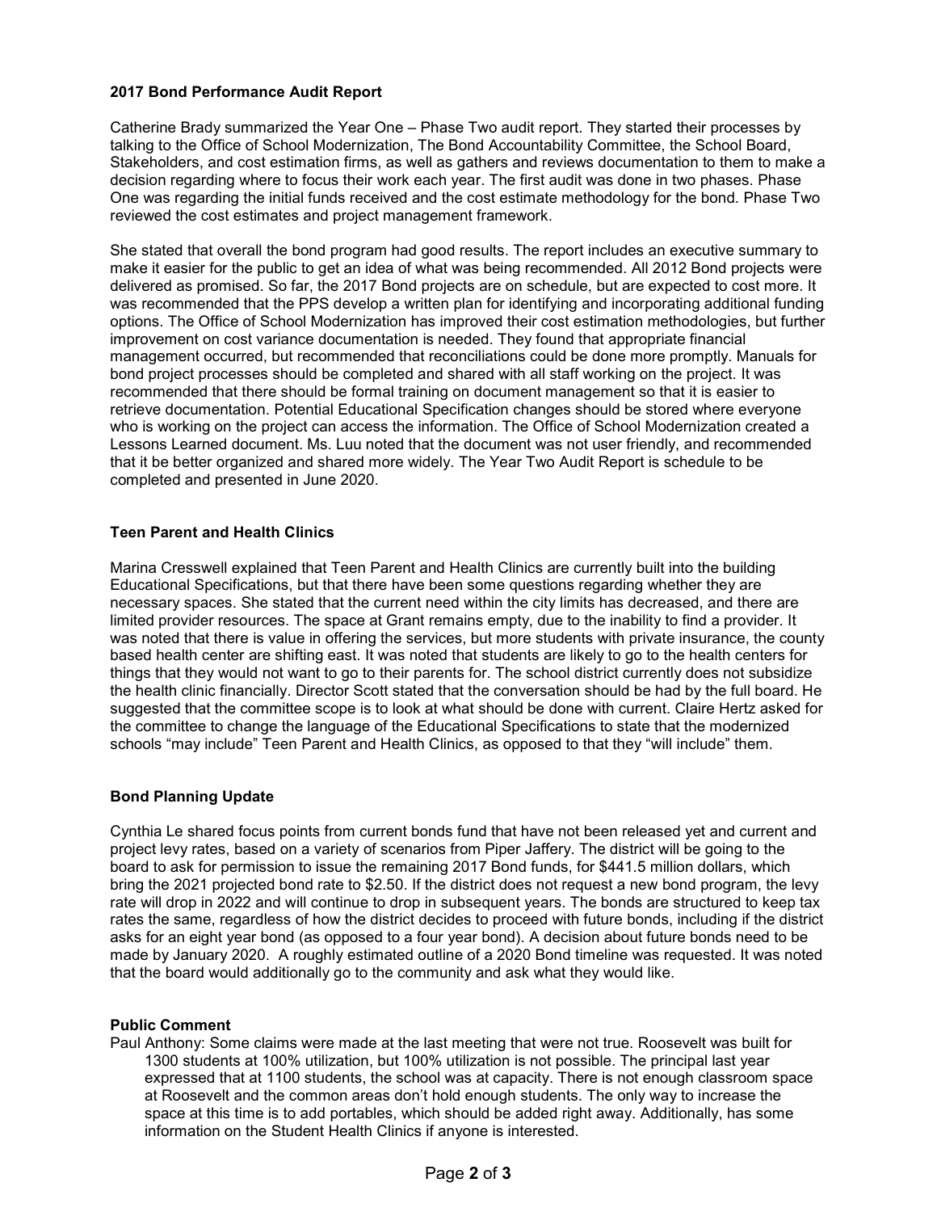### 2017 Bond Performance Audit Report

Catherine Brady summarized the Year One – Phase Two audit report. They started their processes by talking to the Office of School Modernization, The Bond Accountability Committee, the School Board, Stakeholders, and cost estimation firms, as well as gathers and reviews documentation to them to make a decision regarding where to focus their work each year. The first audit was done in two phases. Phase One was regarding the initial funds received and the cost estimate methodology for the bond. Phase Two reviewed the cost estimates and project management framework.

She stated that overall the bond program had good results. The report includes an executive summary to make it easier for the public to get an idea of what was being recommended. All 2012 Bond projects were delivered as promised. So far, the 2017 Bond projects are on schedule, but are expected to cost more. It was recommended that the PPS develop a written plan for identifying and incorporating additional funding options. The Office of School Modernization has improved their cost estimation methodologies, but further improvement on cost variance documentation is needed. They found that appropriate financial management occurred, but recommended that reconciliations could be done more promptly. Manuals for bond project processes should be completed and shared with all staff working on the project. It was recommended that there should be formal training on document management so that it is easier to retrieve documentation. Potential Educational Specification changes should be stored where everyone who is working on the project can access the information. The Office of School Modernization created a Lessons Learned document. Ms. Luu noted that the document was not user friendly, and recommended that it be better organized and shared more widely. The Year Two Audit Report is schedule to be completed and presented in June 2020.

### Teen Parent and Health Clinics

Marina Cresswell explained that Teen Parent and Health Clinics are currently built into the building Educational Specifications, but that there have been some questions regarding whether they are necessary spaces. She stated that the current need within the city limits has decreased, and there are limited provider resources. The space at Grant remains empty, due to the inability to find a provider. It was noted that there is value in offering the services, but more students with private insurance, the county based health center are shifting east. It was noted that students are likely to go to the health centers for things that they would not want to go to their parents for. The school district currently does not subsidize the health clinic financially. Director Scott stated that the conversation should be had by the full board. He suggested that the committee scope is to look at what should be done with current. Claire Hertz asked for the committee to change the language of the Educational Specifications to state that the modernized schools "may include" Teen Parent and Health Clinics, as opposed to that they "will include" them.

### Bond Planning Update

Cynthia Le shared focus points from current bonds fund that have not been released yet and current and project levy rates, based on a variety of scenarios from Piper Jaffery. The district will be going to the board to ask for permission to issue the remaining 2017 Bond funds, for $441.5 million dollars, which bring the 2021 projected bond rate to $2.50. If the district does not request a new bond program, the levy rate will drop in 2022 and will continue to drop in subsequent years. The bonds are structured to keep tax rates the same, regardless of how the district decides to proceed with future bonds, including if the district asks for an eight year bond (as opposed to a four year bond). A decision about future bonds need to be made by January 2020. A roughly estimated outline of a 2020 Bond timeline was requested. It was noted that the board would additionally go to the community and ask what they would like.

### Public Comment

Paul Anthony: Some claims were made at the last meeting that were not true. Roosevelt was built for 1300 students at 100% utilization, but 100% utilization is not possible. The principal last year expressed that at 1100 students, the school was at capacity. There is not enough classroom space at Roosevelt and the common areas don't hold enough students. The only way to increase the space at this time is to add portables, which should be added right away. Additionally, has some information on the Student Health Clinics if anyone is interested.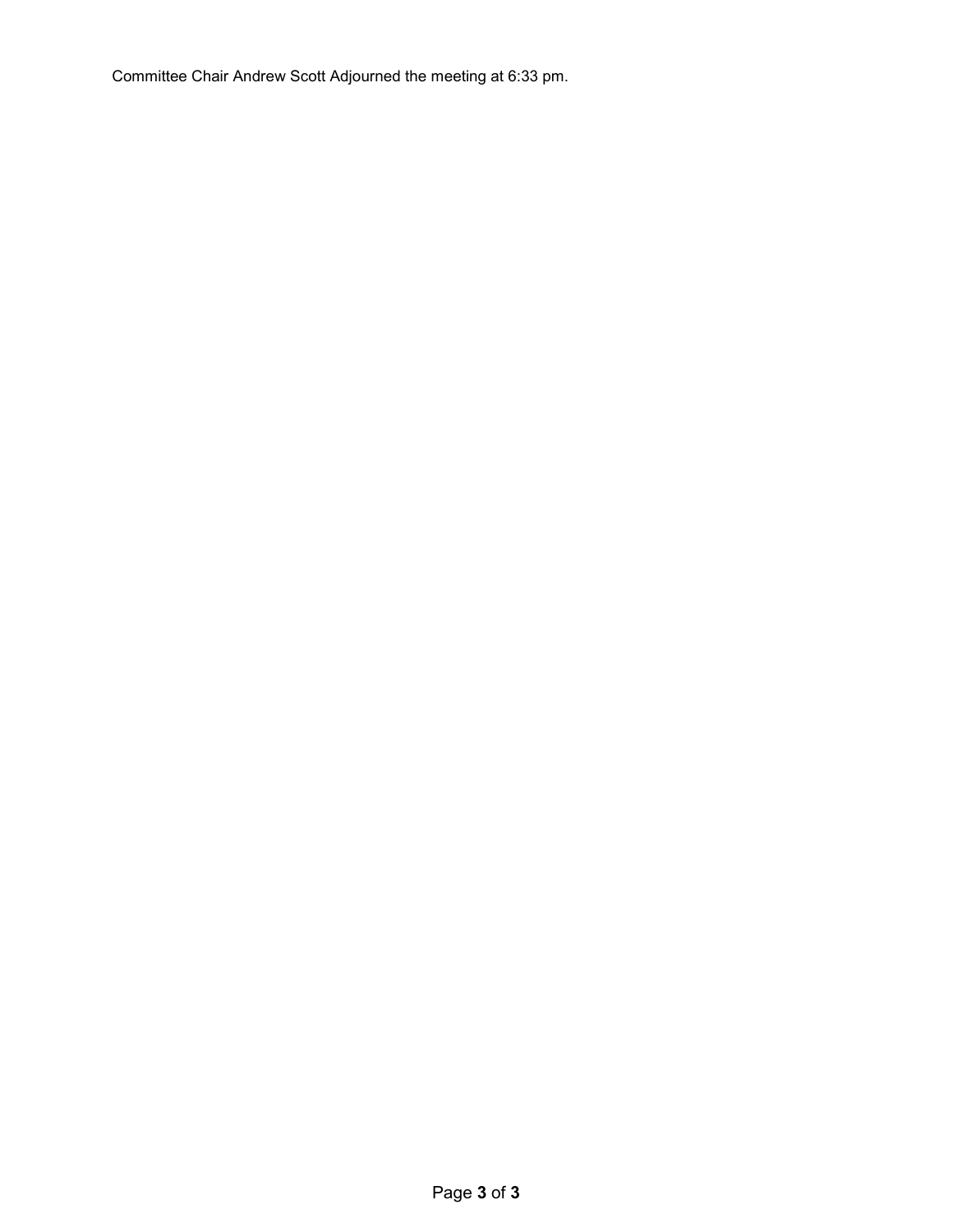Committee Chair Andrew Scott Adjourned the meeting at 6:33 pm.